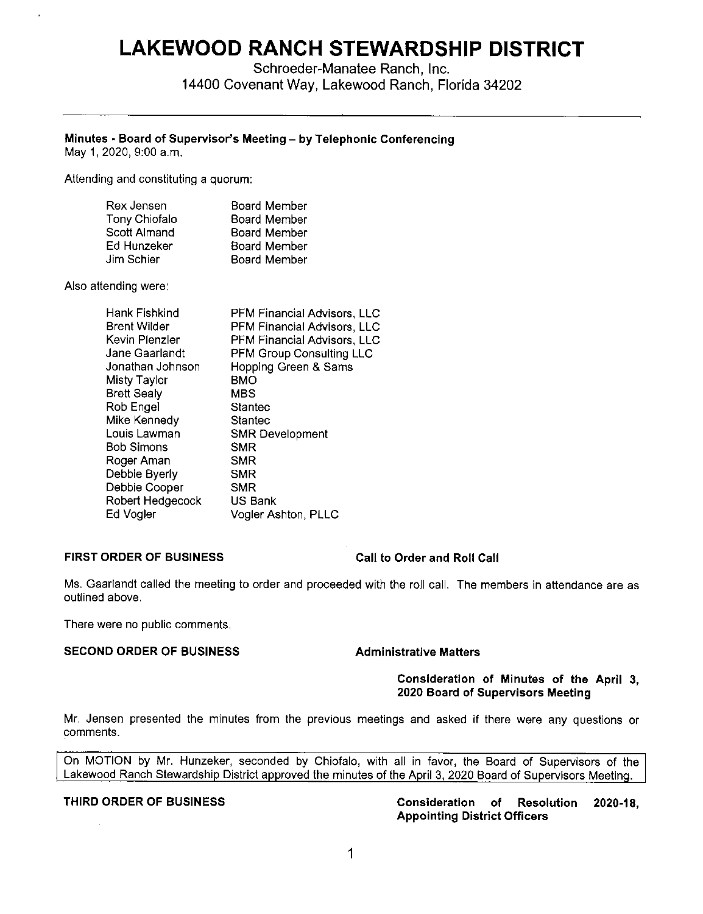# LAKEWOOD RANCH STEWARDSHIP DISTRICT

Schroeder-Manatee Ranch, Inc.
14400 Covenant Way, Lakewood Ranch, Florida 34202

---

**Minutes - Board of Supervisor's Meeting – by Telephonic Conferencing**
May 1, 2020, 9:00 a.m.

Attending and constituting a quorum:

| | |
|---|---|
| Rex Jensen | Board Member |
| Tony Chiofalo | Board Member |
| Scott Almand | Board Member |
| Ed Hunzeker | Board Member |
| Jim Schier | Board Member |

Also attending were:

| | |
|---|---|
| Hank Fishkind | PFM Financial Advisors, LLC |
| Brent Wilder | PFM Financial Advisors, LLC |
| Kevin Plenzler | PFM Financial Advisors, LLC |
| Jane Gaarlandt | PFM Group Consulting LLC |
| Jonathan Johnson | Hopping Green & Sams |
| Misty Taylor | BMO |
| Brett Sealy | MBS |
| Rob Engel | Stantec |
| Mike Kennedy | Stantec |
| Louis Lawman | SMR Development |
| Bob Simons | SMR |
| Roger Aman | SMR |
| Debbie Byerly | SMR |
| Debbie Cooper | SMR |
| Robert Hedgecock | US Bank |
| Ed Vogler | Vogler Ashton, PLLC |

**FIRST ORDER OF BUSINESS** **Call to Order and Roll Call**

Ms. Gaarlandt called the meeting to order and proceeded with the roll call. The members in attendance are as outlined above.

There were no public comments.

**SECOND ORDER OF BUSINESS** **Administrative Matters**

**Consideration of Minutes of the April 3, 2020 Board of Supervisors Meeting**

Mr. Jensen presented the minutes from the previous meetings and asked if there were any questions or comments.

On MOTION by Mr. Hunzeker, seconded by Chiofalo, with all in favor, the Board of Supervisors of the Lakewood Ranch Stewardship District approved the minutes of the April 3, 2020 Board of Supervisors Meeting.

**THIRD ORDER OF BUSINESS** **Consideration of Resolution 2020-18, Appointing District Officers**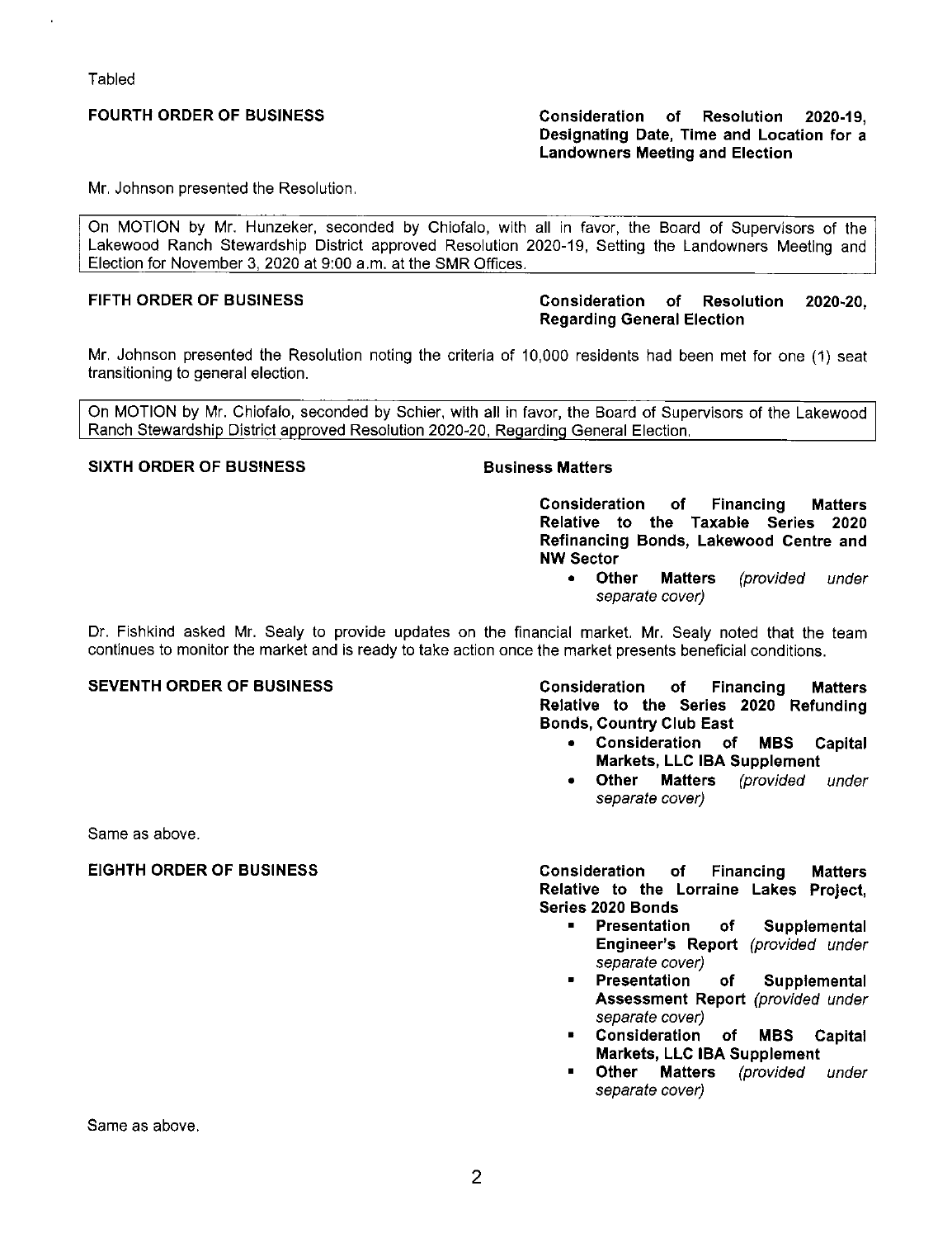Tabled

**FOURTH ORDER OF BUSINESS** — **Consideration of Resolution 2020-19, Designating Date, Time and Location for a Landowners Meeting and Election**

Mr. Johnson presented the Resolution.

On MOTION by Mr. Hunzeker, seconded by Chiofalo, with all in favor, the Board of Supervisors of the Lakewood Ranch Stewardship District approved Resolution 2020-19, Setting the Landowners Meeting and Election for November 3, 2020 at 9:00 a.m. at the SMR Offices.

**FIFTH ORDER OF BUSINESS** — **Consideration of Resolution 2020-20, Regarding General Election**

Mr. Johnson presented the Resolution noting the criteria of 10,000 residents had been met for one (1) seat transitioning to general election.

On MOTION by Mr. Chiofalo, seconded by Schier, with all in favor, the Board of Supervisors of the Lakewood Ranch Stewardship District approved Resolution 2020-20, Regarding General Election.

**SIXTH ORDER OF BUSINESS** — **Business Matters**

**Consideration of Financing Matters Relative to the Taxable Series 2020 Refinancing Bonds, Lakewood Centre and NW Sector**

- **Other Matters** *(provided under separate cover)*

Dr. Fishkind asked Mr. Sealy to provide updates on the financial market. Mr. Sealy noted that the team continues to monitor the market and is ready to take action once the market presents beneficial conditions.

**SEVENTH ORDER OF BUSINESS** — **Consideration of Financing Matters Relative to the Series 2020 Refunding Bonds, Country Club East**

- **Consideration of MBS Capital Markets, LLC IBA Supplement**
- **Other Matters** *(provided under separate cover)*

Same as above.

**EIGHTH ORDER OF BUSINESS** — **Consideration of Financing Matters Relative to the Lorraine Lakes Project, Series 2020 Bonds**

- **Presentation of Supplemental Engineer's Report** *(provided under separate cover)*
- **Presentation of Supplemental Assessment Report** *(provided under separate cover)*
- **Consideration of MBS Capital Markets, LLC IBA Supplement**
- **Other Matters** *(provided under separate cover)*

Same as above.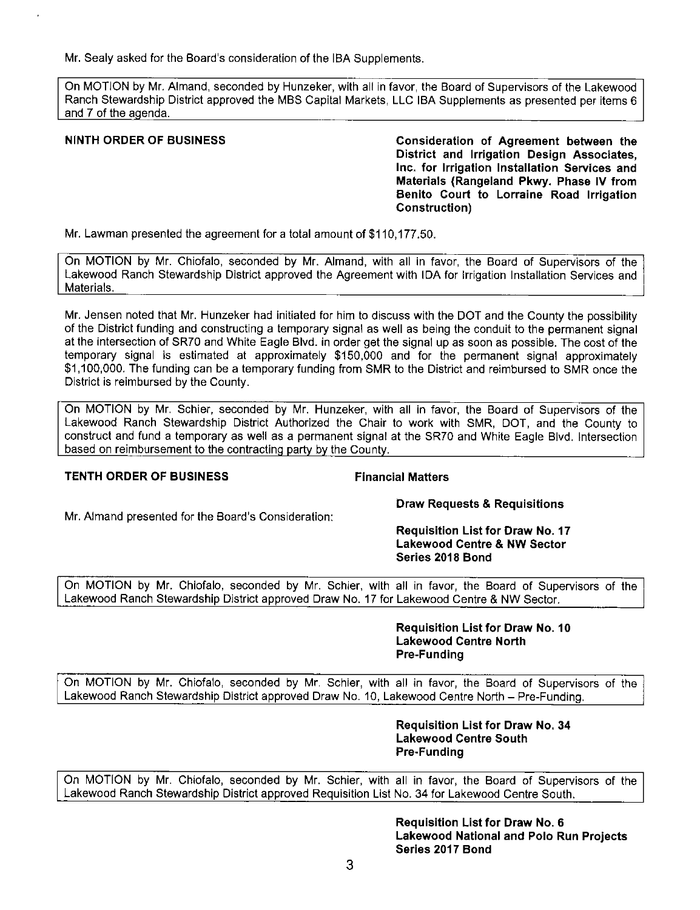Mr. Sealy asked for the Board's consideration of the IBA Supplements.

> On MOTION by Mr. Almand, seconded by Hunzeker, with all in favor, the Board of Supervisors of the Lakewood Ranch Stewardship District approved the MBS Capital Markets, LLC IBA Supplements as presented per items 6 and 7 of the agenda.

**NINTH ORDER OF BUSINESS** — **Consideration of Agreement between the District and Irrigation Design Associates, Inc. for Irrigation Installation Services and Materials (Rangeland Pkwy. Phase IV from Benito Court to Lorraine Road Irrigation Construction)**

Mr. Lawman presented the agreement for a total amount of $110,177.50.

> On MOTION by Mr. Chiofalo, seconded by Mr. Almand, with all in favor, the Board of Supervisors of the Lakewood Ranch Stewardship District approved the Agreement with IDA for Irrigation Installation Services and Materials.

Mr. Jensen noted that Mr. Hunzeker had initiated for him to discuss with the DOT and the County the possibility of the District funding and constructing a temporary signal as well as being the conduit to the permanent signal at the intersection of SR70 and White Eagle Blvd. in order get the signal up as soon as possible. The cost of the temporary signal is estimated at approximately $150,000 and for the permanent signal approximately $1,100,000. The funding can be a temporary funding from SMR to the District and reimbursed to SMR once the District is reimbursed by the County.

> On MOTION by Mr. Schier, seconded by Mr. Hunzeker, with all in favor, the Board of Supervisors of the Lakewood Ranch Stewardship District Authorized the Chair to work with SMR, DOT, and the County to construct and fund a temporary as well as a permanent signal at the SR70 and White Eagle Blvd. Intersection based on reimbursement to the contracting party by the County.

**TENTH ORDER OF BUSINESS** — **Financial Matters**

**Draw Requests & Requisitions**

Mr. Almand presented for the Board's Consideration:

**Requisition List for Draw No. 17**
**Lakewood Centre & NW Sector**
**Series 2018 Bond**

> On MOTION by Mr. Chiofalo, seconded by Mr. Schier, with all in favor, the Board of Supervisors of the Lakewood Ranch Stewardship District approved Draw No. 17 for Lakewood Centre & NW Sector.

**Requisition List for Draw No. 10**
**Lakewood Centre North**
**Pre-Funding**

> On MOTION by Mr. Chiofalo, seconded by Mr. Schier, with all in favor, the Board of Supervisors of the Lakewood Ranch Stewardship District approved Draw No. 10, Lakewood Centre North – Pre-Funding.

**Requisition List for Draw No. 34**
**Lakewood Centre South**
**Pre-Funding**

> On MOTION by Mr. Chiofalo, seconded by Mr. Schier, with all in favor, the Board of Supervisors of the Lakewood Ranch Stewardship District approved Requisition List No. 34 for Lakewood Centre South.

**Requisition List for Draw No. 6**
**Lakewood National and Polo Run Projects**
**Series 2017 Bond**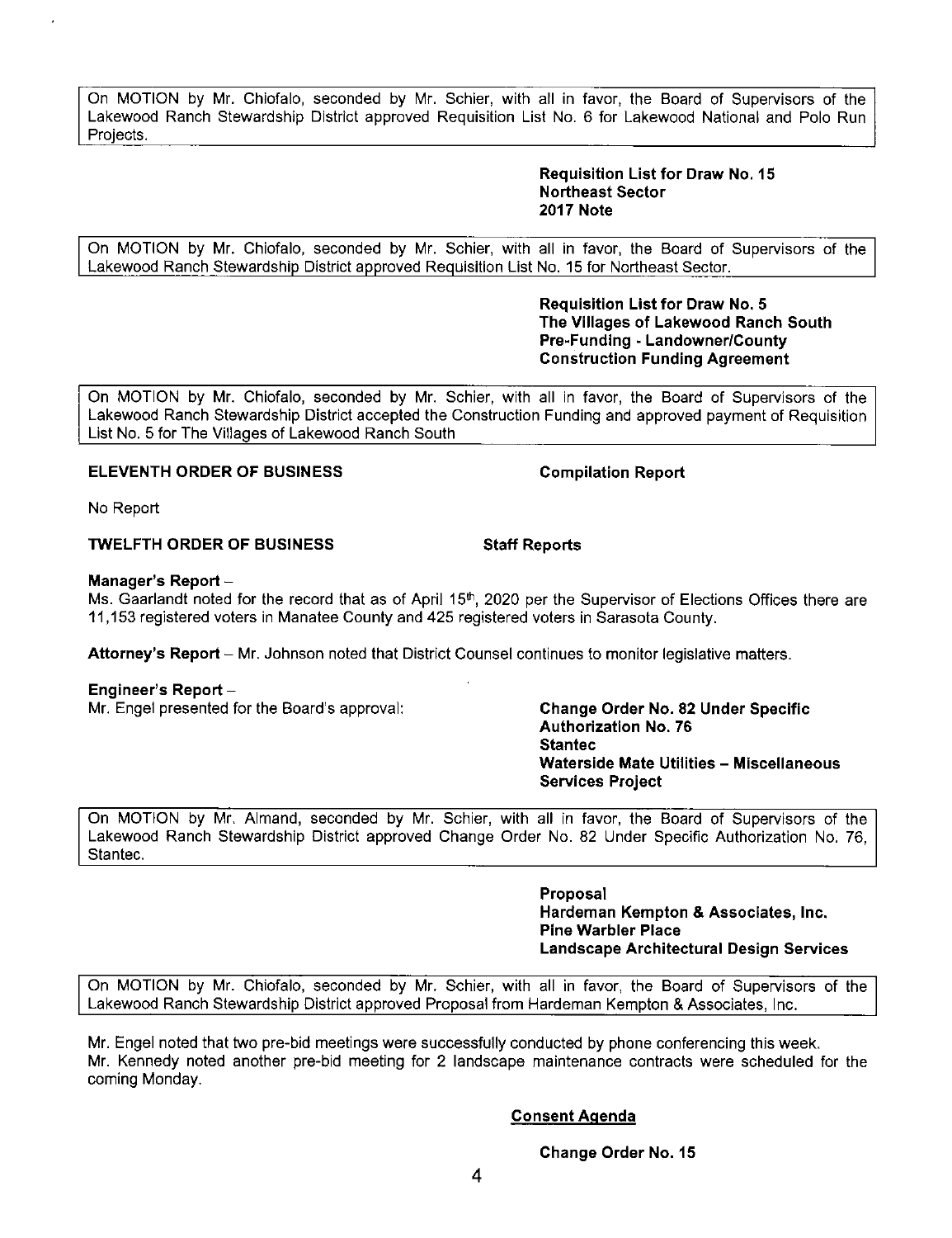On MOTION by Mr. Chiofalo, seconded by Mr. Schier, with all in favor, the Board of Supervisors of the Lakewood Ranch Stewardship District approved Requisition List No. 6 for Lakewood National and Polo Run Projects.

**Requisition List for Draw No. 15**
**Northeast Sector**
**2017 Note**

On MOTION by Mr. Chiofalo, seconded by Mr. Schier, with all in favor, the Board of Supervisors of the Lakewood Ranch Stewardship District approved Requisition List No. 15 for Northeast Sector.

**Requisition List for Draw No. 5**
**The Villages of Lakewood Ranch South**
**Pre-Funding - Landowner/County**
**Construction Funding Agreement**

On MOTION by Mr. Chiofalo, seconded by Mr. Schier, with all in favor, the Board of Supervisors of the Lakewood Ranch Stewardship District accepted the Construction Funding and approved payment of Requisition List No. 5 for The Villages of Lakewood Ranch South

**ELEVENTH ORDER OF BUSINESS** **Compilation Report**

No Report

**TWELFTH ORDER OF BUSINESS** **Staff Reports**

**Manager's Report** –
Ms. Gaarlandt noted for the record that as of April 15th, 2020 per the Supervisor of Elections Offices there are 11,153 registered voters in Manatee County and 425 registered voters in Sarasota County.

**Attorney's Report** – Mr. Johnson noted that District Counsel continues to monitor legislative matters.

**Engineer's Report** –
Mr. Engel presented for the Board's approval:

**Change Order No. 82 Under Specific Authorization No. 76**
**Stantec**
**Waterside Mate Utilities – Miscellaneous Services Project**

On MOTION by Mr. Almand, seconded by Mr. Schier, with all in favor, the Board of Supervisors of the Lakewood Ranch Stewardship District approved Change Order No. 82 Under Specific Authorization No. 76, Stantec.

**Proposal**
**Hardeman Kempton & Associates, Inc.**
**Pine Warbler Place**
**Landscape Architectural Design Services**

On MOTION by Mr. Chiofalo, seconded by Mr. Schier, with all in favor, the Board of Supervisors of the Lakewood Ranch Stewardship District approved Proposal from Hardeman Kempton & Associates, Inc.

Mr. Engel noted that two pre-bid meetings were successfully conducted by phone conferencing this week.
Mr. Kennedy noted another pre-bid meeting for 2 landscape maintenance contracts were scheduled for the coming Monday.

**Consent Agenda**

**Change Order No. 15**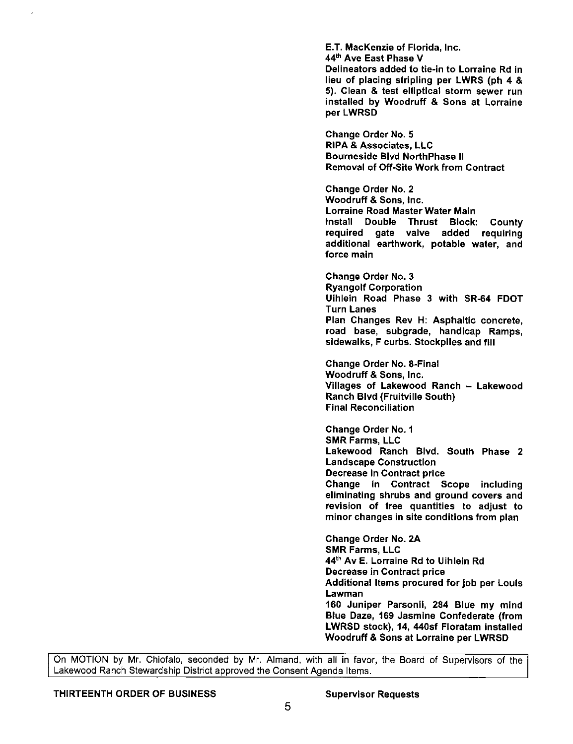**E.T. MacKenzie of Florida, Inc.**
**44th Ave East Phase V**
**Delineators added to tie-in to Lorraine Rd in lieu of placing stripling per LWRS (ph 4 & 5). Clean & test elliptical storm sewer run installed by Woodruff & Sons at Lorraine per LWRSD**

**Change Order No. 5**
**RIPA & Associates, LLC**
**Bourneside Blvd NorthPhase II**
**Removal of Off-Site Work from Contract**

**Change Order No. 2**
**Woodruff & Sons, Inc.**
**Lorraine Road Master Water Main**
**Install Double Thrust Block: County required gate valve added requiring additional earthwork, potable water, and force main**

**Change Order No. 3**
**Ryangolf Corporation**
**Uihlein Road Phase 3 with SR-64 FDOT Turn Lanes**
**Plan Changes Rev H: Asphaltic concrete, road base, subgrade, handicap Ramps, sidewalks, F curbs. Stockpiles and fill**

**Change Order No. 8-Final**
**Woodruff & Sons, Inc.**
**Villages of Lakewood Ranch – Lakewood Ranch Blvd (Fruitville South)**
**Final Reconciliation**

**Change Order No. 1**
**SMR Farms, LLC**
**Lakewood Ranch Blvd. South Phase 2 Landscape Construction**
**Decrease in Contract price**
**Change in Contract Scope including eliminating shrubs and ground covers and revision of tree quantities to adjust to minor changes in site conditions from plan**

**Change Order No. 2A**
**SMR Farms, LLC**
**44th Av E. Lorraine Rd to Uihlein Rd**
**Decrease in Contract price**
**Additional Items procured for job per Louis Lawman**
**160 Juniper Parsonii, 284 Blue my mind Blue Daze, 169 Jasmine Confederate (from LWRSD stock), 14, 440sf Floratam installed Woodruff & Sons at Lorraine per LWRSD**

On MOTION by Mr. Chiofalo, seconded by Mr. Almand, with all in favor, the Board of Supervisors of the Lakewood Ranch Stewardship District approved the Consent Agenda Items.

**THIRTEENTH ORDER OF BUSINESS** **Supervisor Requests**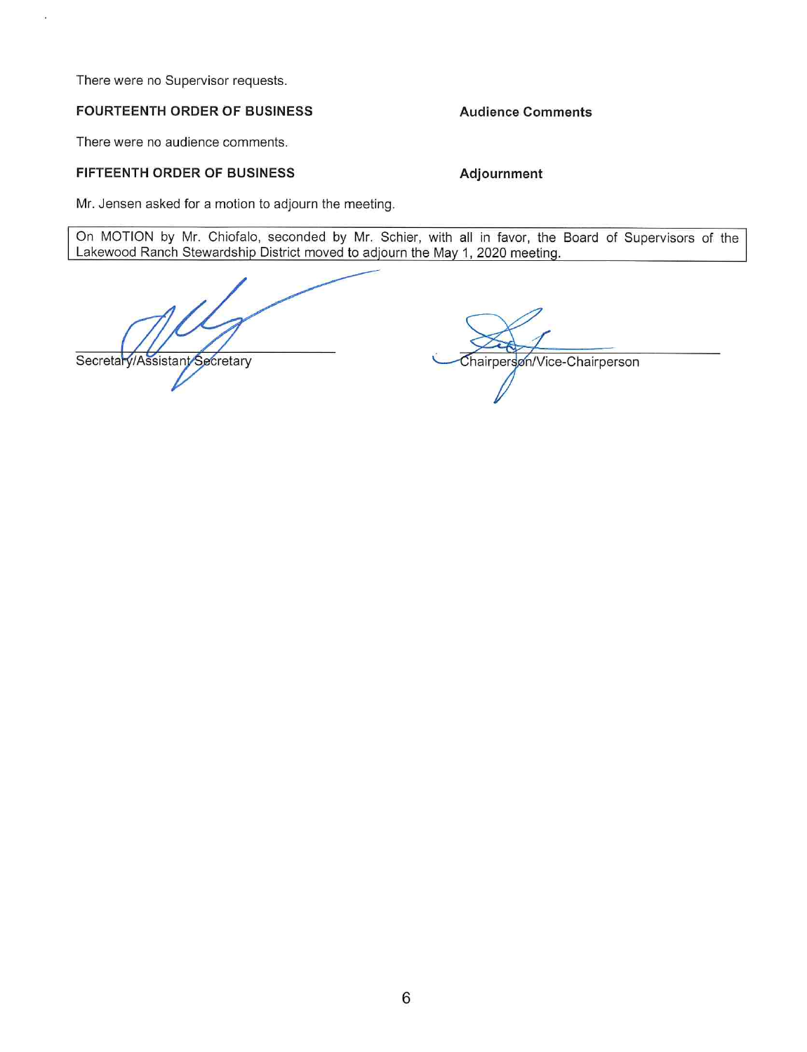There were no Supervisor requests.

**FOURTEENTH ORDER OF BUSINESS** **Audience Comments**

There were no audience comments.

**FIFTEENTH ORDER OF BUSINESS** **Adjournment**

Mr. Jensen asked for a motion to adjourn the meeting.

| |
|---|
| On MOTION by Mr. Chiofalo, seconded by Mr. Schier, with all in favor, the Board of Supervisors of the Lakewood Ranch Stewardship District moved to adjourn the May 1, 2020 meeting. |

\_\_\_\_\_\_\_\_\_\_\_\_\_\_\_\_\_\_\_\_\_\_\_\_\_\_\_\_\_\_\_\_
Secretary/Assistant Secretary

\_\_\_\_\_\_\_\_\_\_\_\_\_\_\_\_\_\_\_\_\_\_\_\_\_\_\_\_\_\_\_\_
Chairperson/Vice-Chairperson